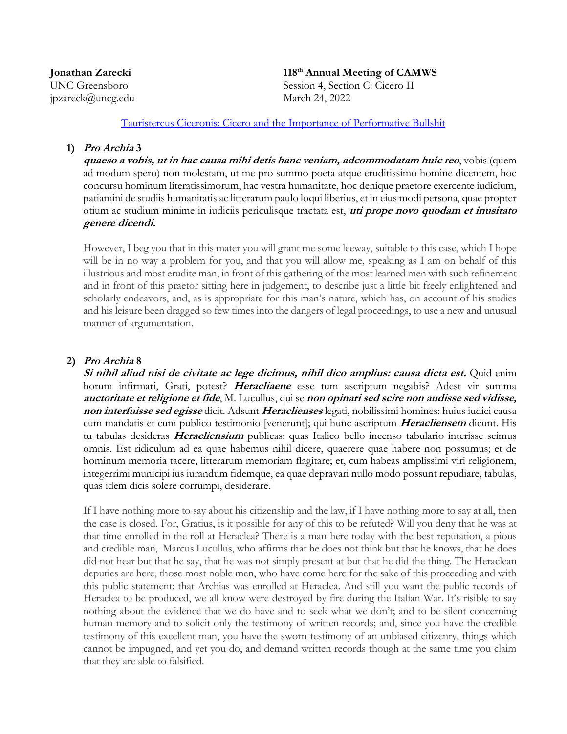**Jonathan Zarecki**
UNC Greensboro
jpzareck@uncg.edu

**118th Annual Meeting of CAMWS**
Session 4, Section C: Cicero II
March 24, 2022

[Tauristercus Ciceronis: Cicero and the Importance of Performative Bullshit]

1) ***Pro Archia* 3**

***quaeso a vobis, ut in hac causa mihi detis hanc veniam, adcommodatam huic reo***, vobis (quem ad modum spero) non molestam, ut me pro summo poeta atque eruditissimo homine dicentem, hoc concursu hominum literatissimorum, hac vestra humanitate, hoc denique praetore exercente iudicium, patiamini de studiis humanitatis ac litterarum paulo loqui liberius, et in eius modi persona, quae propter otium ac studium minime in iudiciis periculisque tractata est, ***uti prope novo quodam et inusitato genere dicendi.***

However, I beg you that in this mater you will grant me some leeway, suitable to this case, which I hope will be in no way a problem for you, and that you will allow me, speaking as I am on behalf of this illustrious and most erudite man, in front of this gathering of the most learned men with such refinement and in front of this praetor sitting here in judgement, to describe just a little bit freely enlightened and scholarly endeavors, and, as is appropriate for this man's nature, which has, on account of his studies and his leisure been dragged so few times into the dangers of legal proceedings, to use a new and unusual manner of argumentation.

2) ***Pro Archia* 8**

***Si nihil aliud nisi de civitate ac lege dicimus, nihil dico amplius: causa dicta est.*** Quid enim horum infirmari, Grati, potest? ***Heracliaene*** esse tum ascriptum negabis? Adest vir summa ***auctoritate et religione et fide***, M. Lucullus, qui se ***non opinari sed scire non audisse sed vidisse, non interfuisse sed egisse*** dicit. Adsunt ***Heraclienses*** legati, nobilissimi homines: huius iudici causa cum mandatis et cum publico testimonio [venerunt]; qui hunc ascriptum ***Heracliensem*** dicunt. His tu tabulas desideras ***Heracliensium*** publicas: quas Italico bello incenso tabulario interisse scimus omnis. Est ridiculum ad ea quae habemus nihil dicere, quaerere quae habere non possumus; et de hominum memoria tacere, litterarum memoriam flagitare; et, cum habeas amplissimi viri religionem, integerrimi municipi ius iurandum fidemque, ea quae depravari nullo modo possunt repudiare, tabulas, quas idem dicis solere corrumpi, desiderare.

If I have nothing more to say about his citizenship and the law, if I have nothing more to say at all, then the case is closed. For, Gratius, is it possible for any of this to be refuted? Will you deny that he was at that time enrolled in the roll at Heraclea? There is a man here today with the best reputation, a pious and credible man, Marcus Lucullus, who affirms that he does not think but that he knows, that he does did not hear but that he say, that he was not simply present at but that he did the thing. The Heraclean deputies are here, those most noble men, who have come here for the sake of this proceeding and with this public statement: that Archias was enrolled at Heraclea. And still you want the public records of Heraclea to be produced, we all know were destroyed by fire during the Italian War. It's risible to say nothing about the evidence that we do have and to seek what we don't; and to be silent concerning human memory and to solicit only the testimony of written records; and, since you have the credible testimony of this excellent man, you have the sworn testimony of an unbiased citizenry, things which cannot be impugned, and yet you do, and demand written records though at the same time you claim that they are able to falsified.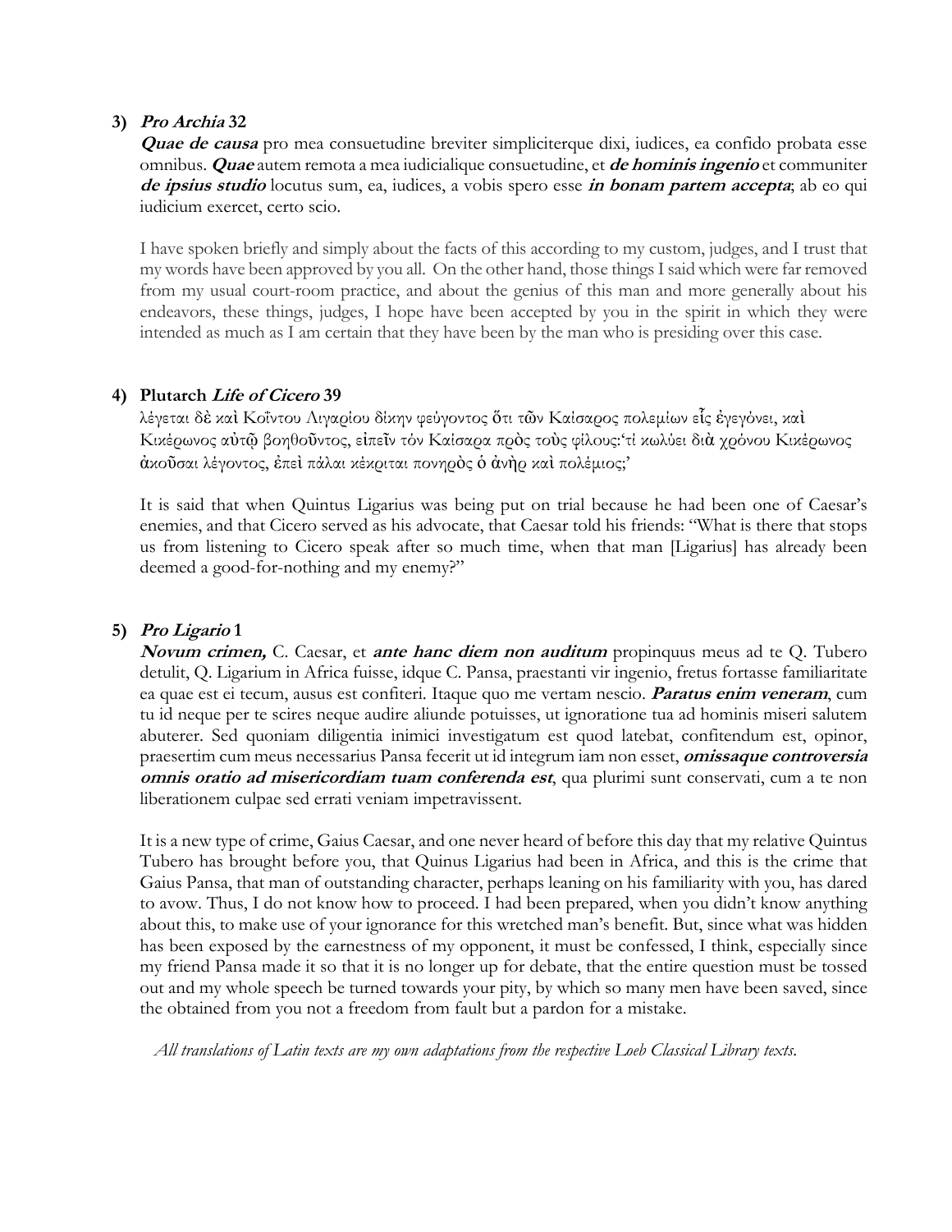**3) *Pro Archia* 32**

***Quae de causa*** pro mea consuetudine breviter simpliciterque dixi, iudices, ea confido probata esse omnibus. ***Quae*** autem remota a mea iudicialique consuetudine, et ***de hominis ingenio*** et communiter ***de ipsius studio*** locutus sum, ea, iudices, a vobis spero esse ***in bonam partem accepta***; ab eo qui iudicium exercet, certo scio.

I have spoken briefly and simply about the facts of this according to my custom, judges, and I trust that my words have been approved by you all. On the other hand, those things I said which were far removed from my usual court-room practice, and about the genius of this man and more generally about his endeavors, these things, judges, I hope have been accepted by you in the spirit in which they were intended as much as I am certain that they have been by the man who is presiding over this case.

**4) Plutarch *Life of Cicero* 39**

λέγεται δὲ καὶ Κοΐντου Λιγαρίου δίκην φεύγοντος ὅτι τῶν Καίσαρος πολεμίων εἷς ἐγεγόνει, καὶ Κικέρωνος αὐτῷ βοηθοῦντος, εἰπεῖν τὸν Καίσαρα πρὸς τοὺς φίλους:'τί κωλύει διὰ χρόνου Κικέρωνος ἀκοῦσαι λέγοντος, ἐπεὶ πάλαι κέκριται πονηρὸς ὁ ἀνὴρ καὶ πολέμιος;'

It is said that when Quintus Ligarius was being put on trial because he had been one of Caesar's enemies, and that Cicero served as his advocate, that Caesar told his friends: "What is there that stops us from listening to Cicero speak after so much time, when that man [Ligarius] has already been deemed a good-for-nothing and my enemy?"

**5) *Pro Ligario* 1**

***Novum crimen,*** C. Caesar, et ***ante hanc diem non auditum*** propinquus meus ad te Q. Tubero detulit, Q. Ligarium in Africa fuisse, idque C. Pansa, praestanti vir ingenio, fretus fortasse familiaritate ea quae est ei tecum, ausus est confiteri. Itaque quo me vertam nescio. ***Paratus enim veneram***, cum tu id neque per te scires neque audire aliunde potuisses, ut ignoratione tua ad hominis miseri salutem abuterer. Sed quoniam diligentia inimici investigatum est quod latebat, confitendum est, opinor, praesertim cum meus necessarius Pansa fecerit ut id integrum iam non esset, ***omissaque controversia omnis oratio ad misericordiam tuam conferenda est***, qua plurimi sunt conservati, cum a te non liberationem culpae sed errati veniam impetravissent.

It is a new type of crime, Gaius Caesar, and one never heard of before this day that my relative Quintus Tubero has brought before you, that Quinus Ligarius had been in Africa, and this is the crime that Gaius Pansa, that man of outstanding character, perhaps leaning on his familiarity with you, has dared to avow. Thus, I do not know how to proceed. I had been prepared, when you didn't know anything about this, to make use of your ignorance for this wretched man's benefit. But, since what was hidden has been exposed by the earnestness of my opponent, it must be confessed, I think, especially since my friend Pansa made it so that it is no longer up for debate, that the entire question must be tossed out and my whole speech be turned towards your pity, by which so many men have been saved, since the obtained from you not a freedom from fault but a pardon for a mistake.

*All translations of Latin texts are my own adaptations from the respective Loeb Classical Library texts.*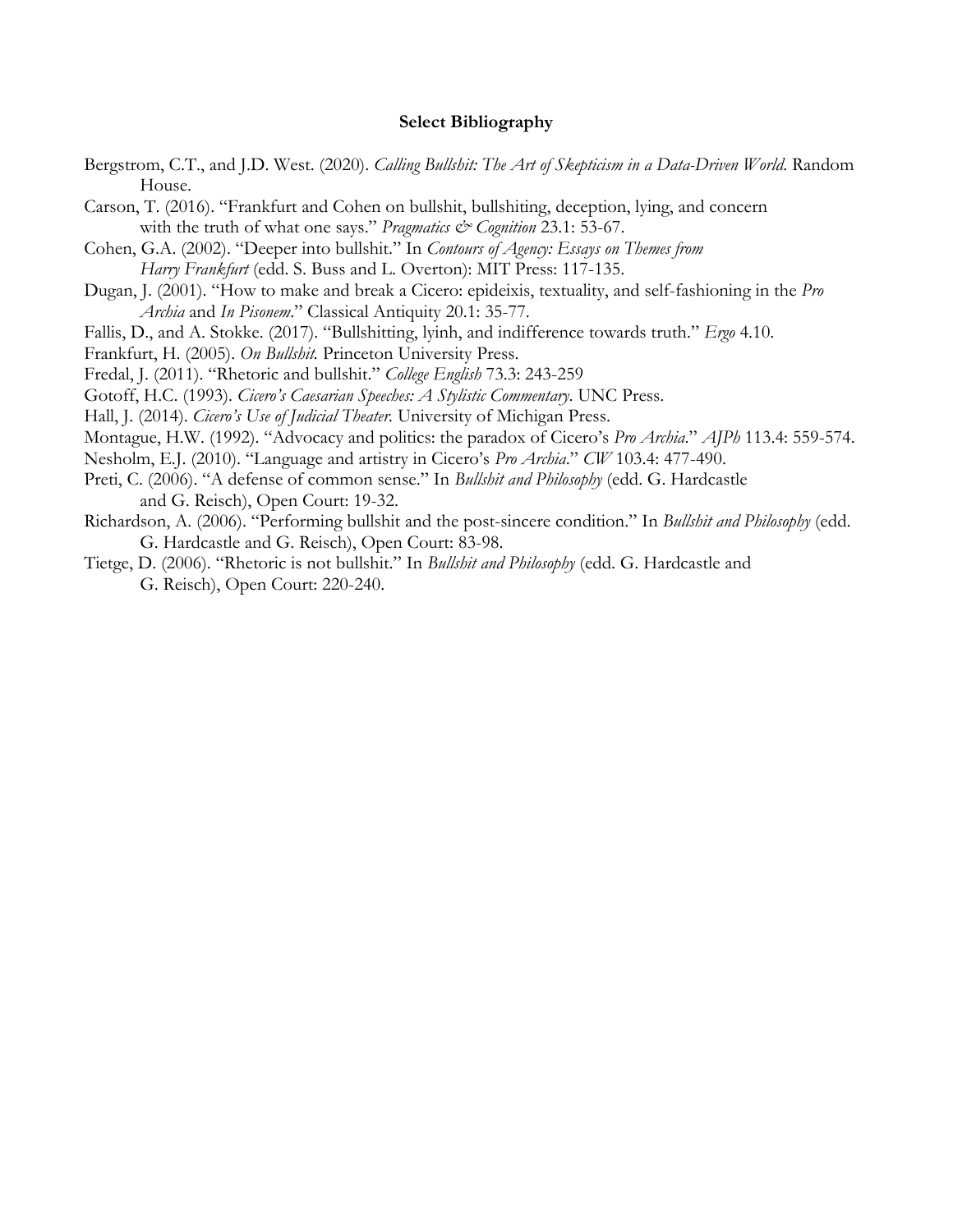**Select Bibliography**

Bergstrom, C.T., and J.D. West. (2020). *Calling Bullshit: The Art of Skepticism in a Data-Driven World*. Random House.

Carson, T. (2016). "Frankfurt and Cohen on bullshit, bullshiting, deception, lying, and concern with the truth of what one says." *Pragmatics & Cognition* 23.1: 53-67.

Cohen, G.A. (2002). "Deeper into bullshit." In *Contours of Agency: Essays on Themes from Harry Frankfurt* (edd. S. Buss and L. Overton): MIT Press: 117-135.

Dugan, J. (2001). "How to make and break a Cicero: epideixis, textuality, and self-fashioning in the *Pro Archia* and *In Pisonem*." Classical Antiquity 20.1: 35-77.

Fallis, D., and A. Stokke. (2017). "Bullshitting, lyinh, and indifference towards truth." *Ergo* 4.10.

Frankfurt, H. (2005). *On Bullshit*. Princeton University Press.

Fredal, J. (2011). "Rhetoric and bullshit." *College English* 73.3: 243-259

Gotoff, H.C. (1993). *Cicero's Caesarian Speeches: A Stylistic Commentary*. UNC Press.

Hall, J. (2014). *Cicero's Use of Judicial Theater*. University of Michigan Press.

Montague, H.W. (1992). "Advocacy and politics: the paradox of Cicero's *Pro Archia*." *AJPh* 113.4: 559-574.

Nesholm, E.J. (2010). "Language and artistry in Cicero's *Pro Archia*." *CW* 103.4: 477-490.

Preti, C. (2006). "A defense of common sense." In *Bullshit and Philosophy* (edd. G. Hardcastle and G. Reisch), Open Court: 19-32.

Richardson, A. (2006). "Performing bullshit and the post-sincere condition." In *Bullshit and Philosophy* (edd. G. Hardcastle and G. Reisch), Open Court: 83-98.

Tietge, D. (2006). "Rhetoric is not bullshit." In *Bullshit and Philosophy* (edd. G. Hardcastle and G. Reisch), Open Court: 220-240.